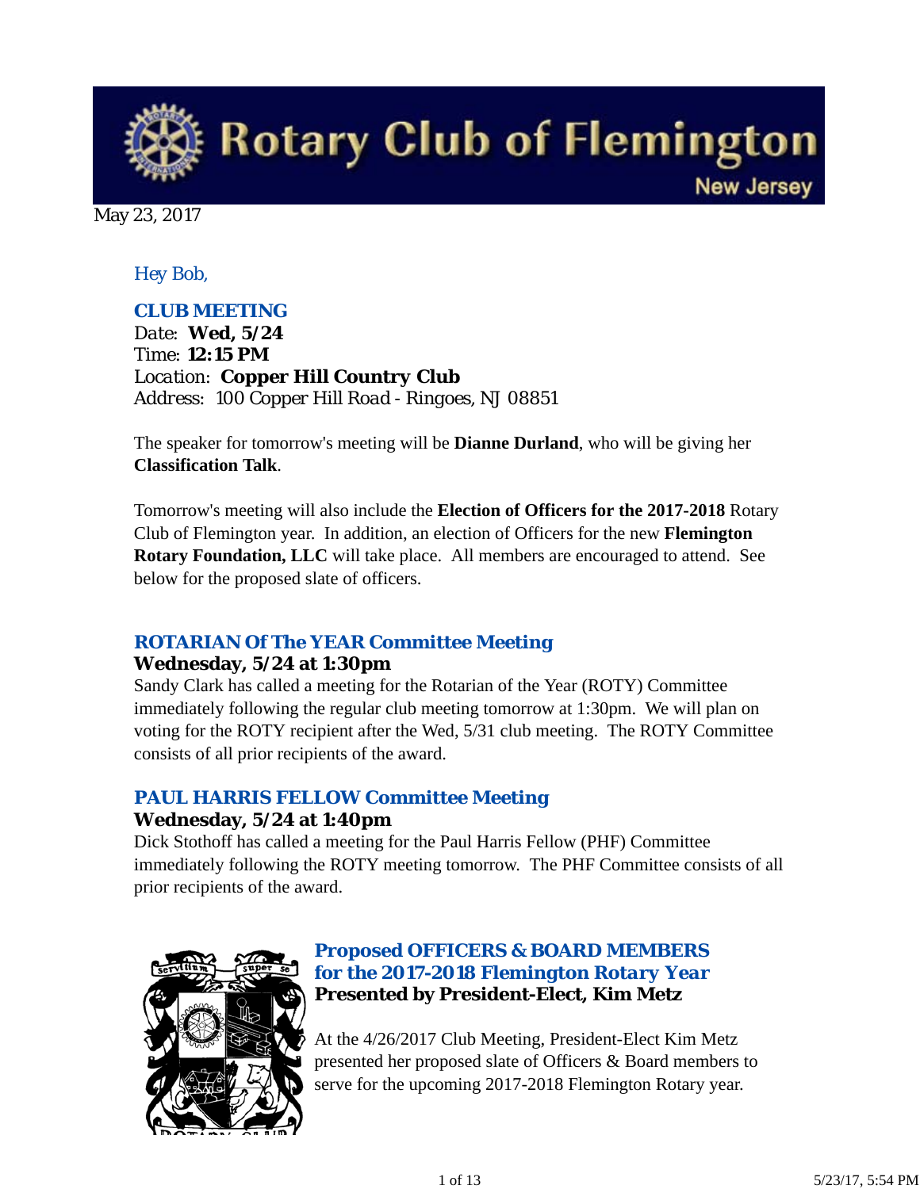# Rotary Club of Flemington

New Jersey

May 23, 2017

*Hey Bob,*

### CLUB MEETING

Date: **Wed, 5/24**
Time: **12:15 PM**
Location: **Copper Hill Country Club**
Address: 100 Copper Hill Road - Ringoes, NJ 08851

The speaker for tomorrow's meeting will be **Dianne Durland**, who will be giving her **Classification Talk**.

Tomorrow's meeting will also include the **Election of Officers for the 2017-2018** Rotary Club of Flemington year. In addition, an election of Officers for the new **Flemington Rotary Foundation, LLC** will take place. All members are encouraged to attend. See below for the proposed slate of officers.

### ROTARIAN Of The YEAR Committee Meeting

**Wednesday, 5/24 at 1:30pm**

Sandy Clark has called a meeting for the Rotarian of the Year (ROTY) Committee immediately following the regular club meeting tomorrow at 1:30pm. We will plan on voting for the ROTY recipient after the Wed, 5/31 club meeting. The ROTY Committee consists of all prior recipients of the award.

### PAUL HARRIS FELLOW Committee Meeting

**Wednesday, 5/24 at 1:40pm**

Dick Stothoff has called a meeting for the Paul Harris Fellow (PHF) Committee immediately following the ROTY meeting tomorrow. The PHF Committee consists of all prior recipients of the award.

### Proposed OFFICERS & BOARD MEMBERS for the 2017-2018 Flemington Rotary Year

**Presented by President-Elect, Kim Metz**

At the 4/26/2017 Club Meeting, President-Elect Kim Metz presented her proposed slate of Officers & Board members to serve for the upcoming 2017-2018 Flemington Rotary year.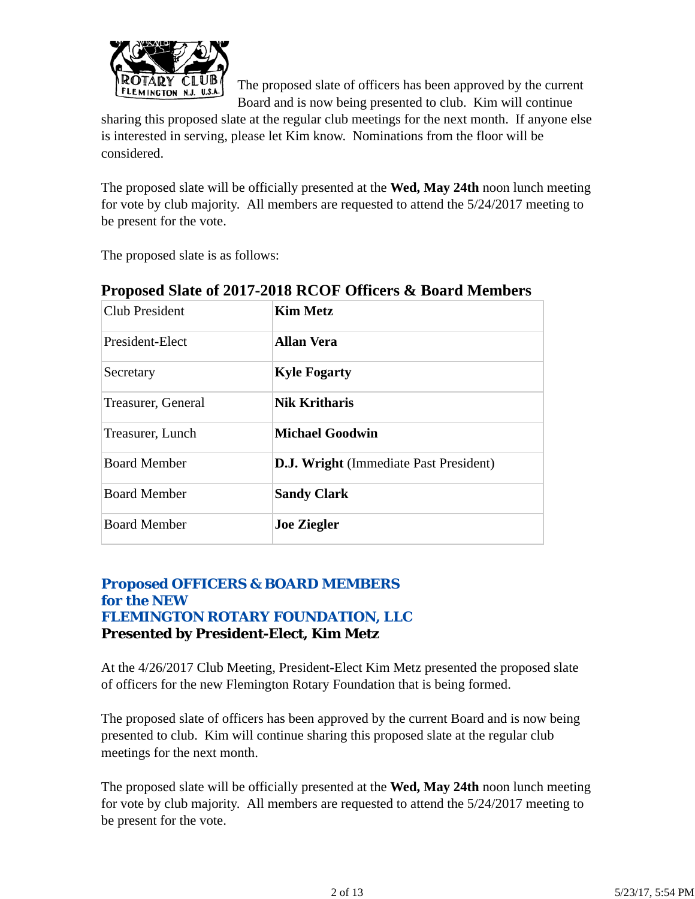The proposed slate of officers has been approved by the current Board and is now being presented to club. Kim will continue sharing this proposed slate at the regular club meetings for the next month. If anyone else is interested in serving, please let Kim know. Nominations from the floor will be considered.

The proposed slate will be officially presented at the **Wed, May 24th** noon lunch meeting for vote by club majority. All members are requested to attend the 5/24/2017 meeting to be present for the vote.

The proposed slate is as follows:

### Proposed Slate of 2017-2018 RCOF Officers & Board Members

| Position | Name |
|---|---|
| Club President | **Kim Metz** |
| President-Elect | **Allan Vera** |
| Secretary | **Kyle Fogarty** |
| Treasurer, General | **Nik Kritharis** |
| Treasurer, Lunch | **Michael Goodwin** |
| Board Member | **D.J. Wright** (Immediate Past President) |
| Board Member | **Sandy Clark** |
| Board Member | **Joe Ziegler** |

## Proposed OFFICERS & BOARD MEMBERS for the NEW FLEMINGTON ROTARY FOUNDATION, LLC

**Presented by President-Elect, Kim Metz**

At the 4/26/2017 Club Meeting, President-Elect Kim Metz presented the proposed slate of officers for the new Flemington Rotary Foundation that is being formed.

The proposed slate of officers has been approved by the current Board and is now being presented to club. Kim will continue sharing this proposed slate at the regular club meetings for the next month.

The proposed slate will be officially presented at the **Wed, May 24th** noon lunch meeting for vote by club majority. All members are requested to attend the 5/24/2017 meeting to be present for the vote.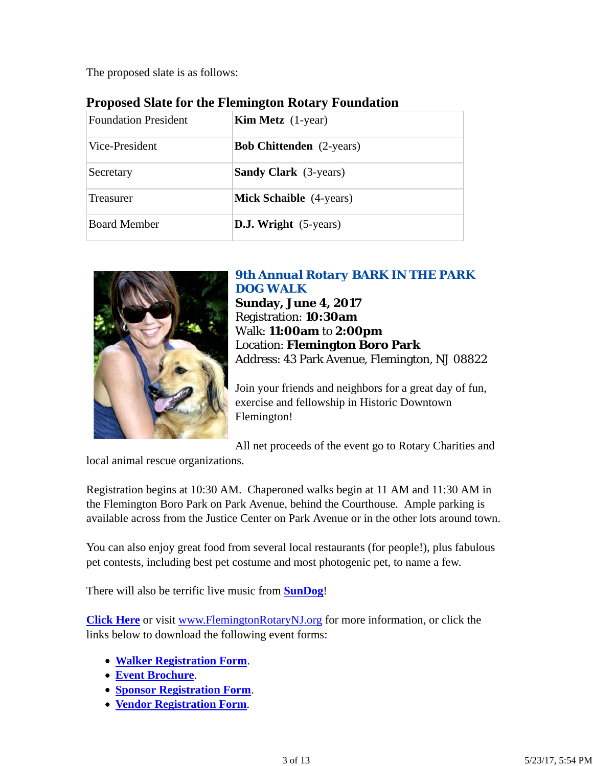The proposed slate is as follows:

### Proposed Slate for the Flemington Rotary Foundation

| | |
|---|---|
| Foundation President | **Kim Metz** (1-year) |
| Vice-President | **Bob Chittenden** (2-years) |
| Secretary | **Sandy Clark** (3-years) |
| Treasurer | **Mick Schaible** (4-years) |
| Board Member | **D.J. Wright** (5-years) |

### 9th Annual Rotary BARK IN THE PARK DOG WALK

**Sunday, June 4, 2017**
Registration: **10:30am**
Walk: **11:00am** to **2:00pm**
Location: **Flemington Boro Park**
Address: 43 Park Avenue, Flemington, NJ 08822

Join your friends and neighbors for a great day of fun, exercise and fellowship in Historic Downtown Flemington!

All net proceeds of the event go to Rotary Charities and local animal rescue organizations.

Registration begins at 10:30 AM. Chaperoned walks begin at 11 AM and 11:30 AM in the Flemington Boro Park on Park Avenue, behind the Courthouse. Ample parking is available across from the Justice Center on Park Avenue or in the other lots around town.

You can also enjoy great food from several local restaurants (for people!), plus fabulous pet contests, including best pet costume and most photogenic pet, to name a few.

There will also be terrific live music from **SunDog**!

**Click Here** or visit www.FlemingtonRotaryNJ.org for more information, or click the links below to download the following event forms:

- **Walker Registration Form**.
- **Event Brochure**.
- **Sponsor Registration Form**.
- **Vendor Registration Form**.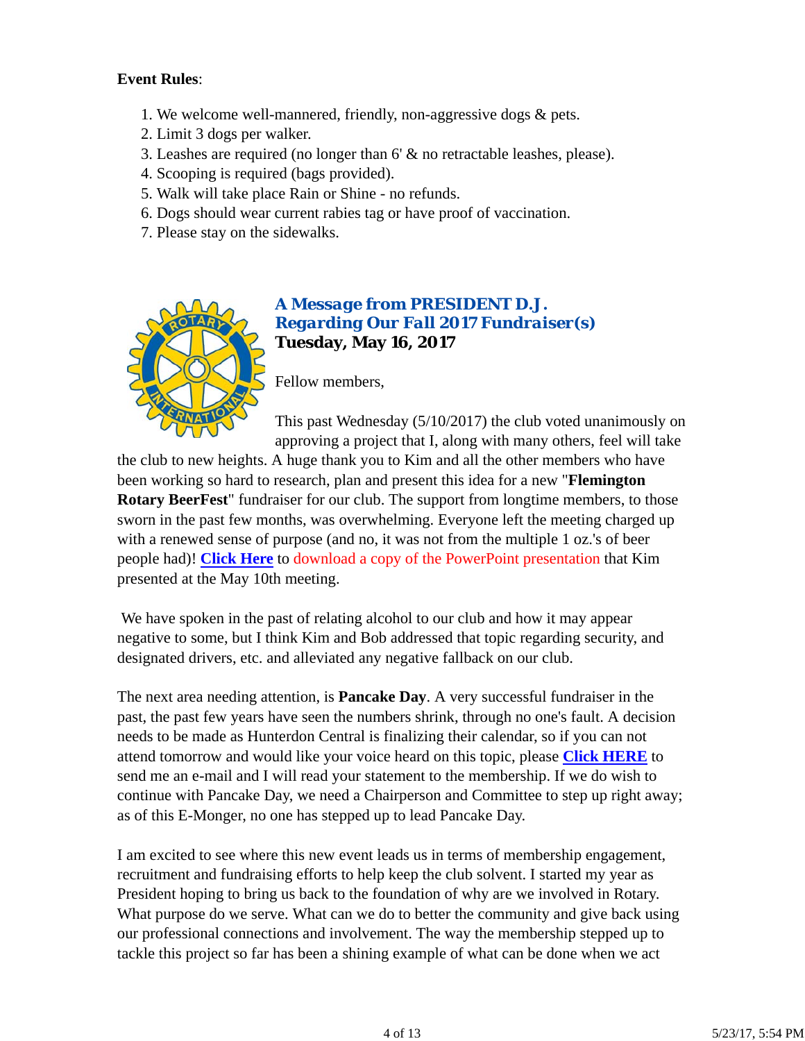**Event Rules**:

1. We welcome well-mannered, friendly, non-aggressive dogs & pets.
2. Limit 3 dogs per walker.
3. Leashes are required (no longer than 6' & no retractable leashes, please).
4. Scooping is required (bags provided).
5. Walk will take place Rain or Shine - no refunds.
6. Dogs should wear current rabies tag or have proof of vaccination.
7. Please stay on the sidewalks.

### *A Message from PRESIDENT D.J. Regarding Our Fall 2017 Fundraiser(s)*
**Tuesday, May 16, 2017**

Fellow members,

This past Wednesday (5/10/2017) the club voted unanimously on approving a project that I, along with many others, feel will take the club to new heights. A huge thank you to Kim and all the other members who have been working so hard to research, plan and present this idea for a new "**Flemington Rotary BeerFest**" fundraiser for our club. The support from longtime members, to those sworn in the past few months, was overwhelming. Everyone left the meeting charged up with a renewed sense of purpose (and no, it was not from the multiple 1 oz.'s of beer people had)! **Click Here** to download a copy of the PowerPoint presentation that Kim presented at the May 10th meeting.

We have spoken in the past of relating alcohol to our club and how it may appear negative to some, but I think Kim and Bob addressed that topic regarding security, and designated drivers, etc. and alleviated any negative fallback on our club.

The next area needing attention, is **Pancake Day**. A very successful fundraiser in the past, the past few years have seen the numbers shrink, through no one's fault. A decision needs to be made as Hunterdon Central is finalizing their calendar, so if you can not attend tomorrow and would like your voice heard on this topic, please **Click HERE** to send me an e-mail and I will read your statement to the membership. If we do wish to continue with Pancake Day, we need a Chairperson and Committee to step up right away; as of this E-Monger, no one has stepped up to lead Pancake Day.

I am excited to see where this new event leads us in terms of membership engagement, recruitment and fundraising efforts to help keep the club solvent. I started my year as President hoping to bring us back to the foundation of why are we involved in Rotary. What purpose do we serve. What can we do to better the community and give back using our professional connections and involvement. The way the membership stepped up to tackle this project so far has been a shining example of what can be done when we act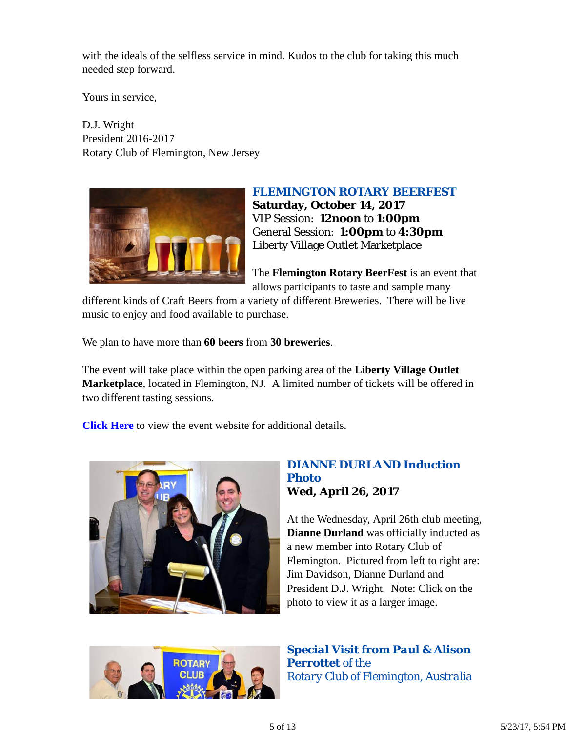with the ideals of the selfless service in mind. Kudos to the club for taking this much needed step forward.

Yours in service,

D.J. Wright
President 2016-2017
Rotary Club of Flemington, New Jersey

### FLEMINGTON ROTARY BEERFEST

**Saturday, October 14, 2017**
VIP Session: **12noon** to **1:00pm**
General Session: **1:00pm** to **4:30pm**
Liberty Village Outlet Marketplace

The **Flemington Rotary BeerFest** is an event that allows participants to taste and sample many different kinds of Craft Beers from a variety of different Breweries. There will be live music to enjoy and food available to purchase.

We plan to have more than **60 beers** from **30 breweries**.

The event will take place within the open parking area of the **Liberty Village Outlet Marketplace**, located in Flemington, NJ. A limited number of tickets will be offered in two different tasting sessions.

**Click Here** to view the event website for additional details.

### DIANNE DURLAND Induction Photo

**Wed, April 26, 2017**

At the Wednesday, April 26th club meeting, **Dianne Durland** was officially inducted as a new member into Rotary Club of Flemington. Pictured from left to right are: Jim Davidson, Dianne Durland and President D.J. Wright. Note: Click on the photo to view it as a larger image.

### *Special Visit from Paul & Alison Perrottet of the Rotary Club of Flemington, Australia*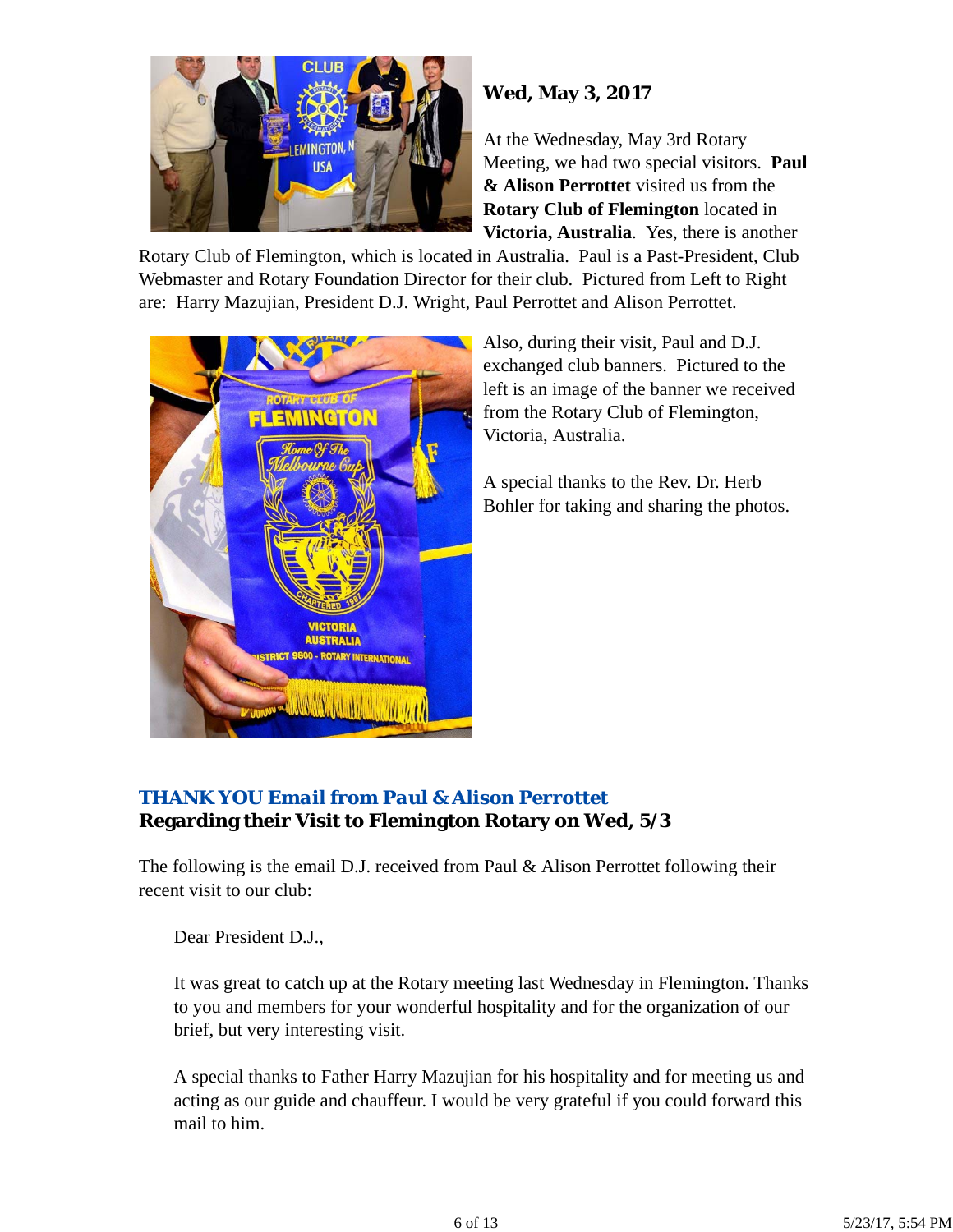### Wed, May 3, 2017

At the Wednesday, May 3rd Rotary Meeting, we had two special visitors. **Paul & Alison Perrottet** visited us from the **Rotary Club of Flemington** located in **Victoria, Australia**. Yes, there is another Rotary Club of Flemington, which is located in Australia. Paul is a Past-President, Club Webmaster and Rotary Foundation Director for their club. Pictured from Left to Right are: Harry Mazujian, President D.J. Wright, Paul Perrottet and Alison Perrottet.

Also, during their visit, Paul and D.J. exchanged club banners. Pictured to the left is an image of the banner we received from the Rotary Club of Flemington, Victoria, Australia.

A special thanks to the Rev. Dr. Herb Bohler for taking and sharing the photos.

### *THANK YOU Email from Paul & Alison Perrottet*
### Regarding their Visit to Flemington Rotary on Wed, 5/3

The following is the email D.J. received from Paul & Alison Perrottet following their recent visit to our club:

> Dear President D.J.,
>
> It was great to catch up at the Rotary meeting last Wednesday in Flemington. Thanks to you and members for your wonderful hospitality and for the organization of our brief, but very interesting visit.
>
> A special thanks to Father Harry Mazujian for his hospitality and for meeting us and acting as our guide and chauffeur. I would be very grateful if you could forward this mail to him.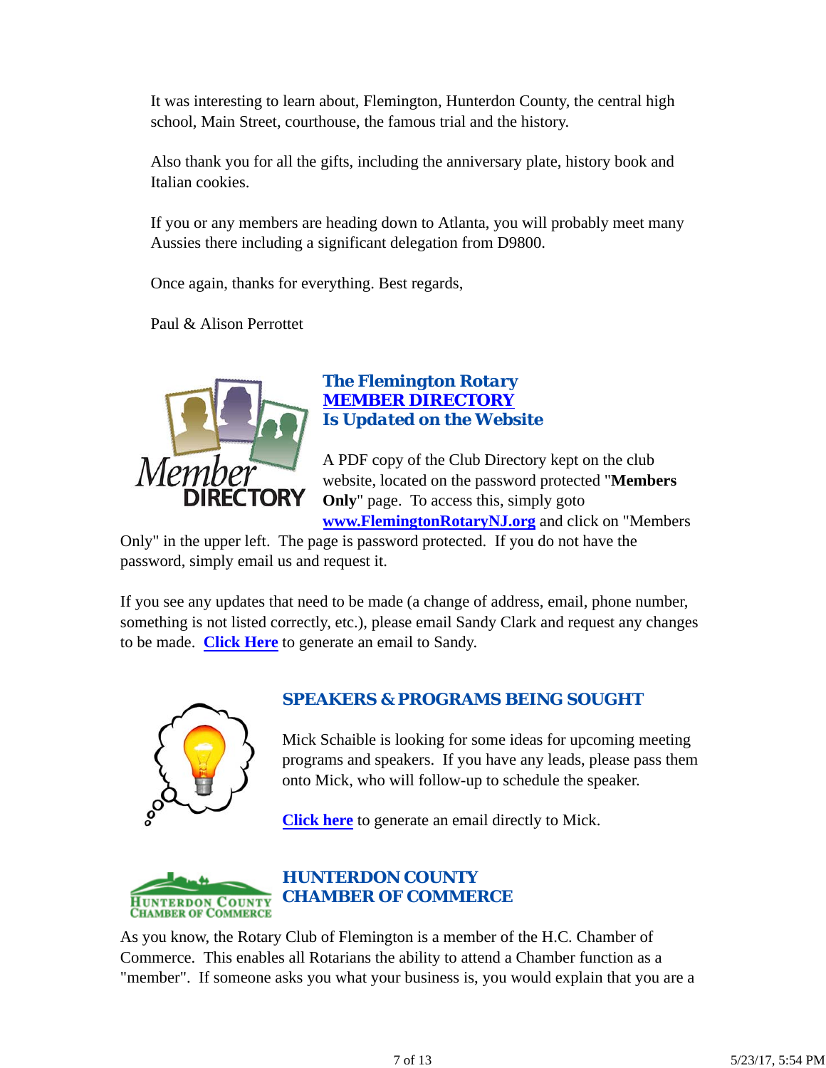It was interesting to learn about, Flemington, Hunterdon County, the central high school, Main Street, courthouse, the famous trial and the history.

Also thank you for all the gifts, including the anniversary plate, history book and Italian cookies.

If you or any members are heading down to Atlanta, you will probably meet many Aussies there including a significant delegation from D9800.

Once again, thanks for everything. Best regards,

Paul & Alison Perrottet

## The Flemington Rotary MEMBER DIRECTORY Is Updated on the Website

A PDF copy of the Club Directory kept on the club website, located on the password protected "**Members Only**" page. To access this, simply goto **www.FlemingtonRotaryNJ.org** and click on "Members Only" in the upper left. The page is password protected. If you do not have the password, simply email us and request it.

If you see any updates that need to be made (a change of address, email, phone number, something is not listed correctly, etc.), please email Sandy Clark and request any changes to be made. **Click Here** to generate an email to Sandy.

## SPEAKERS & PROGRAMS BEING SOUGHT

Mick Schaible is looking for some ideas for upcoming meeting programs and speakers. If you have any leads, please pass them onto Mick, who will follow-up to schedule the speaker.

**Click here** to generate an email directly to Mick.

## HUNTERDON COUNTY CHAMBER OF COMMERCE

As you know, the Rotary Club of Flemington is a member of the H.C. Chamber of Commerce. This enables all Rotarians the ability to attend a Chamber function as a "member". If someone asks you what your business is, you would explain that you are a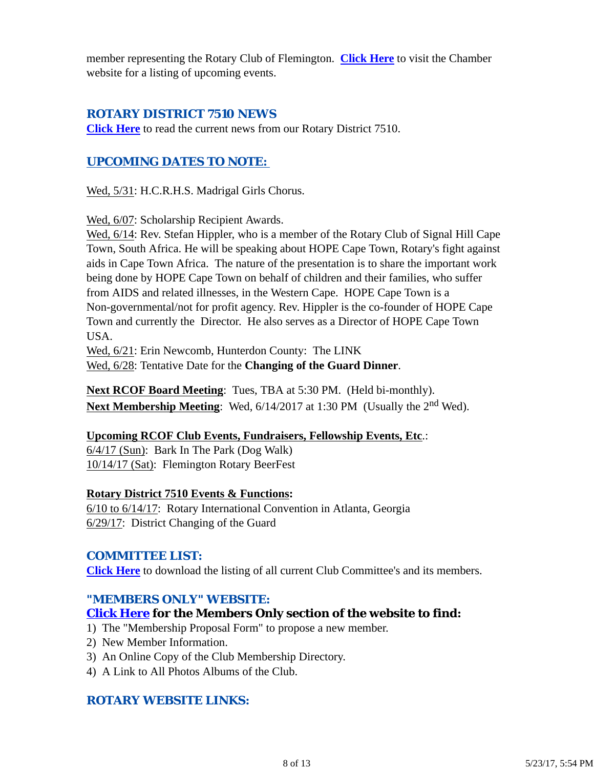member representing the Rotary Club of Flemington. **Click Here** to visit the Chamber website for a listing of upcoming events.

## ROTARY DISTRICT 7510 NEWS

**Click Here** to read the current news from our Rotary District 7510.

## UPCOMING DATES TO NOTE:

Wed, 5/31: H.C.R.H.S. Madrigal Girls Chorus.

Wed, 6/07: Scholarship Recipient Awards.
Wed, 6/14: Rev. Stefan Hippler, who is a member of the Rotary Club of Signal Hill Cape Town, South Africa. He will be speaking about HOPE Cape Town, Rotary's fight against aids in Cape Town Africa. The nature of the presentation is to share the important work being done by HOPE Cape Town on behalf of children and their families, who suffer from AIDS and related illnesses, in the Western Cape. HOPE Cape Town is a Non-governmental/not for profit agency. Rev. Hippler is the co-founder of HOPE Cape Town and currently the Director. He also serves as a Director of HOPE Cape Town USA.
Wed, 6/21: Erin Newcomb, Hunterdon County: The LINK
Wed, 6/28: Tentative Date for the **Changing of the Guard Dinner**.

**Next RCOF Board Meeting**: Tues, TBA at 5:30 PM. (Held bi-monthly).
**Next Membership Meeting**: Wed, 6/14/2017 at 1:30 PM (Usually the 2nd Wed).

**Upcoming RCOF Club Events, Fundraisers, Fellowship Events, Etc.**:
6/4/17 (Sun): Bark In The Park (Dog Walk)
10/14/17 (Sat): Flemington Rotary BeerFest

**Rotary District 7510 Events & Functions:**
6/10 to 6/14/17: Rotary International Convention in Atlanta, Georgia
6/29/17: District Changing of the Guard

## COMMITTEE LIST:

**Click Here** to download the listing of all current Club Committee's and its members.

## "MEMBERS ONLY" WEBSITE:

### Click Here for the Members Only section of the website to find:

1) The "Membership Proposal Form" to propose a new member.
2) New Member Information.
3) An Online Copy of the Club Membership Directory.
4) A Link to All Photos Albums of the Club.

## ROTARY WEBSITE LINKS: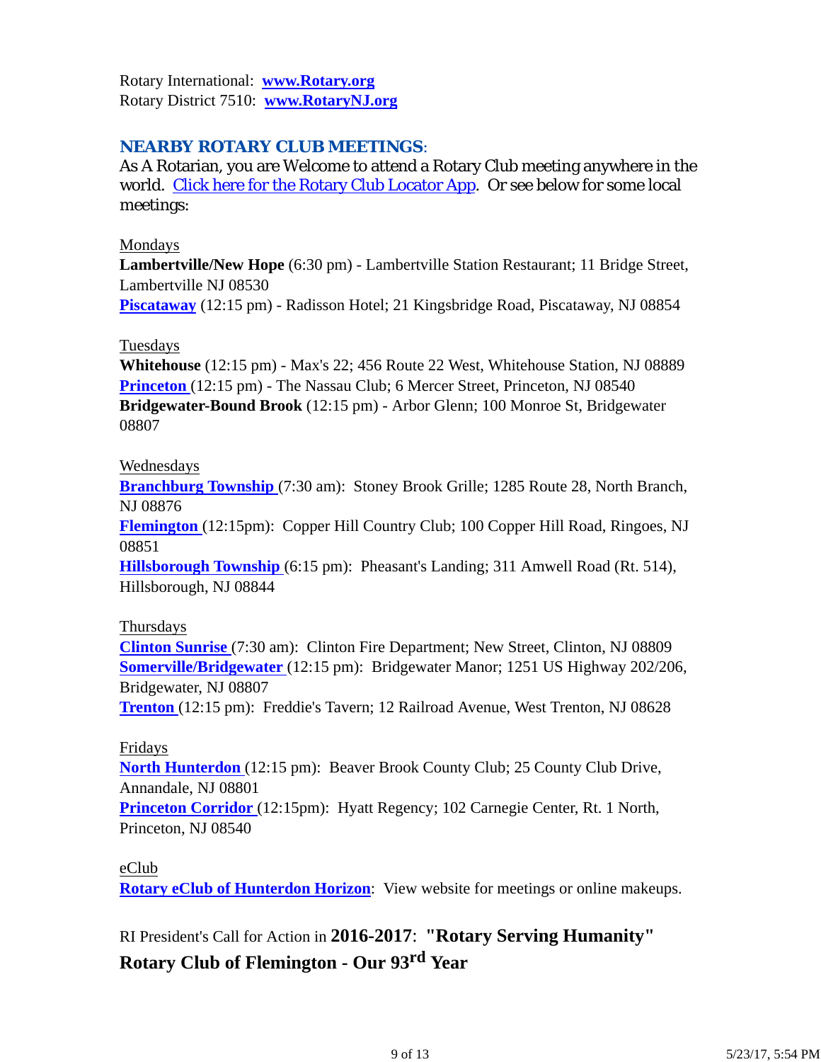Rotary International: **www.Rotary.org**
Rotary District 7510: **www.RotaryNJ.org**

## NEARBY ROTARY CLUB MEETINGS:

As A Rotarian, you are Welcome to attend a Rotary Club meeting anywhere in the world. Click here for the Rotary Club Locator App. Or see below for some local meetings:

Mondays
**Lambertville/New Hope** (6:30 pm) - Lambertville Station Restaurant; 11 Bridge Street, Lambertville NJ 08530
**Piscataway** (12:15 pm) - Radisson Hotel; 21 Kingsbridge Road, Piscataway, NJ 08854

Tuesdays
**Whitehouse** (12:15 pm) - Max's 22; 456 Route 22 West, Whitehouse Station, NJ 08889
**Princeton** (12:15 pm) - The Nassau Club; 6 Mercer Street, Princeton, NJ 08540
**Bridgewater-Bound Brook** (12:15 pm) - Arbor Glenn; 100 Monroe St, Bridgewater 08807

Wednesdays
**Branchburg Township** (7:30 am): Stoney Brook Grille; 1285 Route 28, North Branch, NJ 08876
**Flemington** (12:15pm): Copper Hill Country Club; 100 Copper Hill Road, Ringoes, NJ 08851
**Hillsborough Township** (6:15 pm): Pheasant's Landing; 311 Amwell Road (Rt. 514), Hillsborough, NJ 08844

Thursdays
**Clinton Sunrise** (7:30 am): Clinton Fire Department; New Street, Clinton, NJ 08809
**Somerville/Bridgewater** (12:15 pm): Bridgewater Manor; 1251 US Highway 202/206, Bridgewater, NJ 08807
**Trenton** (12:15 pm): Freddie's Tavern; 12 Railroad Avenue, West Trenton, NJ 08628

Fridays
**North Hunterdon** (12:15 pm): Beaver Brook County Club; 25 County Club Drive, Annandale, NJ 08801
**Princeton Corridor** (12:15pm): Hyatt Regency; 102 Carnegie Center, Rt. 1 North, Princeton, NJ 08540

eClub
**Rotary eClub of Hunterdon Horizon**: View website for meetings or online makeups.

RI President's Call for Action in **2016-2017**: **"Rotary Serving Humanity"**
**Rotary Club of Flemington - Our 93rd Year**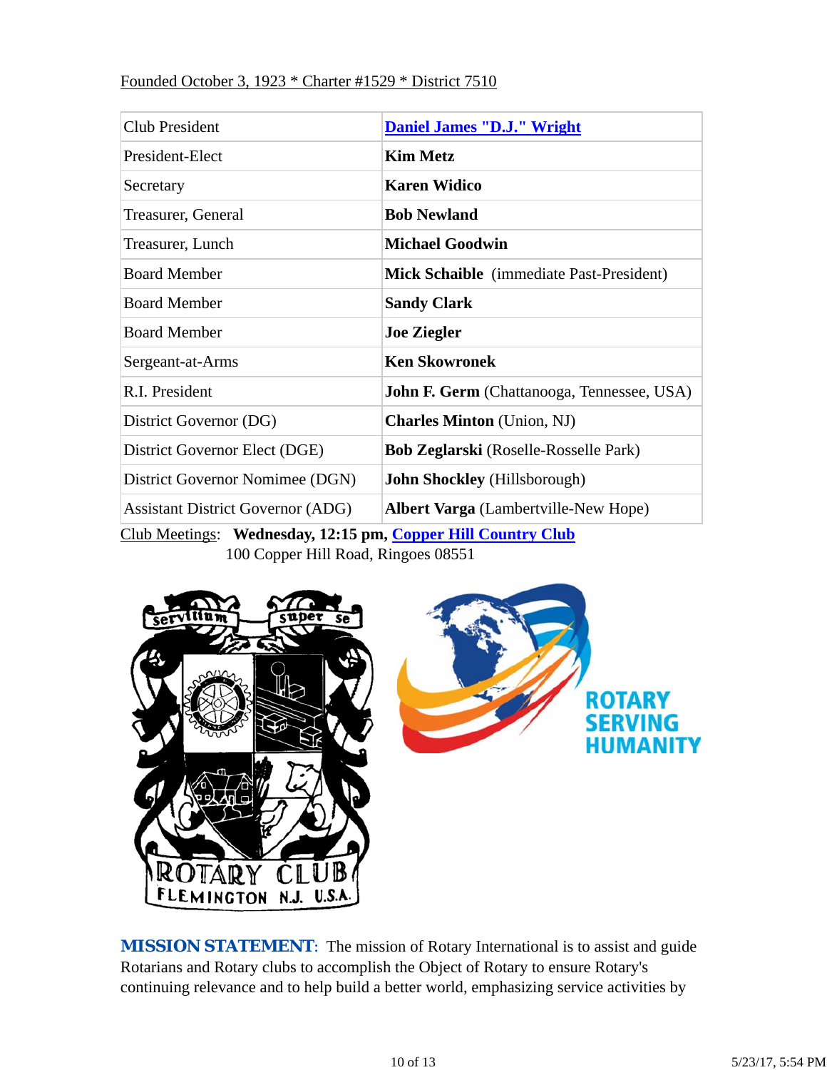Founded October 3, 1923 * Charter #1529 * District 7510

| Club President | **Daniel James "D.J." Wright** |
|---|---|
| President-Elect | **Kim Metz** |
| Secretary | **Karen Widico** |
| Treasurer, General | **Bob Newland** |
| Treasurer, Lunch | **Michael Goodwin** |
| Board Member | **Mick Schaible** (immediate Past-President) |
| Board Member | **Sandy Clark** |
| Board Member | **Joe Ziegler** |
| Sergeant-at-Arms | **Ken Skowronek** |
| R.I. President | **John F. Germ** (Chattanooga, Tennessee, USA) |
| District Governor (DG) | **Charles Minton** (Union, NJ) |
| District Governor Elect (DGE) | **Bob Zeglarski** (Roselle-Rosselle Park) |
| District Governor Nomimee (DGN) | **John Shockley** (Hillsborough) |
| Assistant District Governor (ADG) | **Albert Varga** (Lambertville-New Hope) |

Club Meetings: **Wednesday, 12:15 pm, Copper Hill Country Club**
100 Copper Hill Road, Ringoes 08551

**MISSION STATEMENT**: The mission of Rotary International is to assist and guide Rotarians and Rotary clubs to accomplish the Object of Rotary to ensure Rotary's continuing relevance and to help build a better world, emphasizing service activities by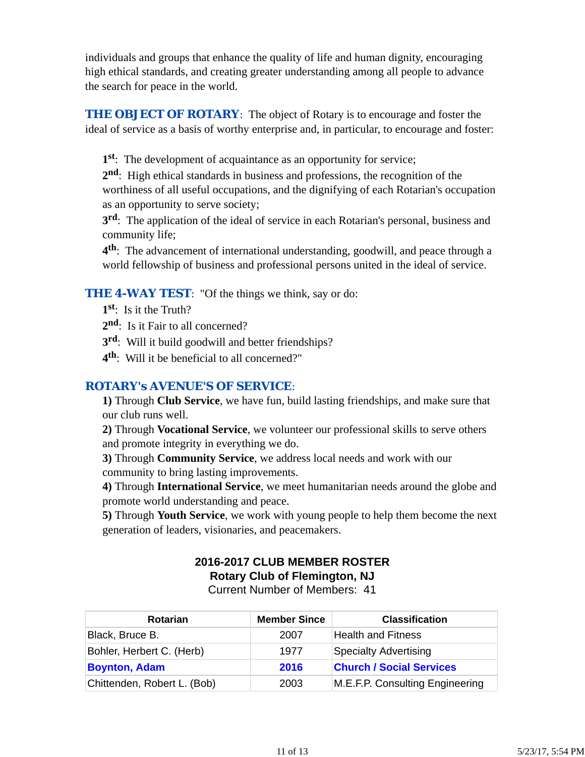individuals and groups that enhance the quality of life and human dignity, encouraging high ethical standards, and creating greater understanding among all people to advance the search for peace in the world.

**THE OBJECT OF ROTARY**: The object of Rotary is to encourage and foster the ideal of service as a basis of worthy enterprise and, in particular, to encourage and foster:

**1st**: The development of acquaintance as an opportunity for service;
**2nd**: High ethical standards in business and professions, the recognition of the worthiness of all useful occupations, and the dignifying of each Rotarian's occupation as an opportunity to serve society;
**3rd**: The application of the ideal of service in each Rotarian's personal, business and community life;
**4th**: The advancement of international understanding, goodwill, and peace through a world fellowship of business and professional persons united in the ideal of service.

**THE 4-WAY TEST**: "Of the things we think, say or do:
**1st**: Is it the Truth?
**2nd**: Is it Fair to all concerned?
**3rd**: Will it build goodwill and better friendships?
**4th**: Will it be beneficial to all concerned?"

**ROTARY's AVENUE'S OF SERVICE**:
**1)** Through **Club Service**, we have fun, build lasting friendships, and make sure that our club runs well.
**2)** Through **Vocational Service**, we volunteer our professional skills to serve others and promote integrity in everything we do.
**3)** Through **Community Service**, we address local needs and work with our community to bring lasting improvements.
**4)** Through **International Service**, we meet humanitarian needs around the globe and promote world understanding and peace.
**5)** Through **Youth Service**, we work with young people to help them become the next generation of leaders, visionaries, and peacemakers.

**2016-2017 CLUB MEMBER ROSTER**
**Rotary Club of Flemington, NJ**
Current Number of Members: 41

| Rotarian | Member Since | Classification |
|---|---|---|
| Black, Bruce B. | 2007 | Health and Fitness |
| Bohler, Herbert C. (Herb) | 1977 | Specialty Advertising |
| **Boynton, Adam** | **2016** | **Church / Social Services** |
| Chittenden, Robert L. (Bob) | 2003 | M.E.F.P. Consulting Engineering |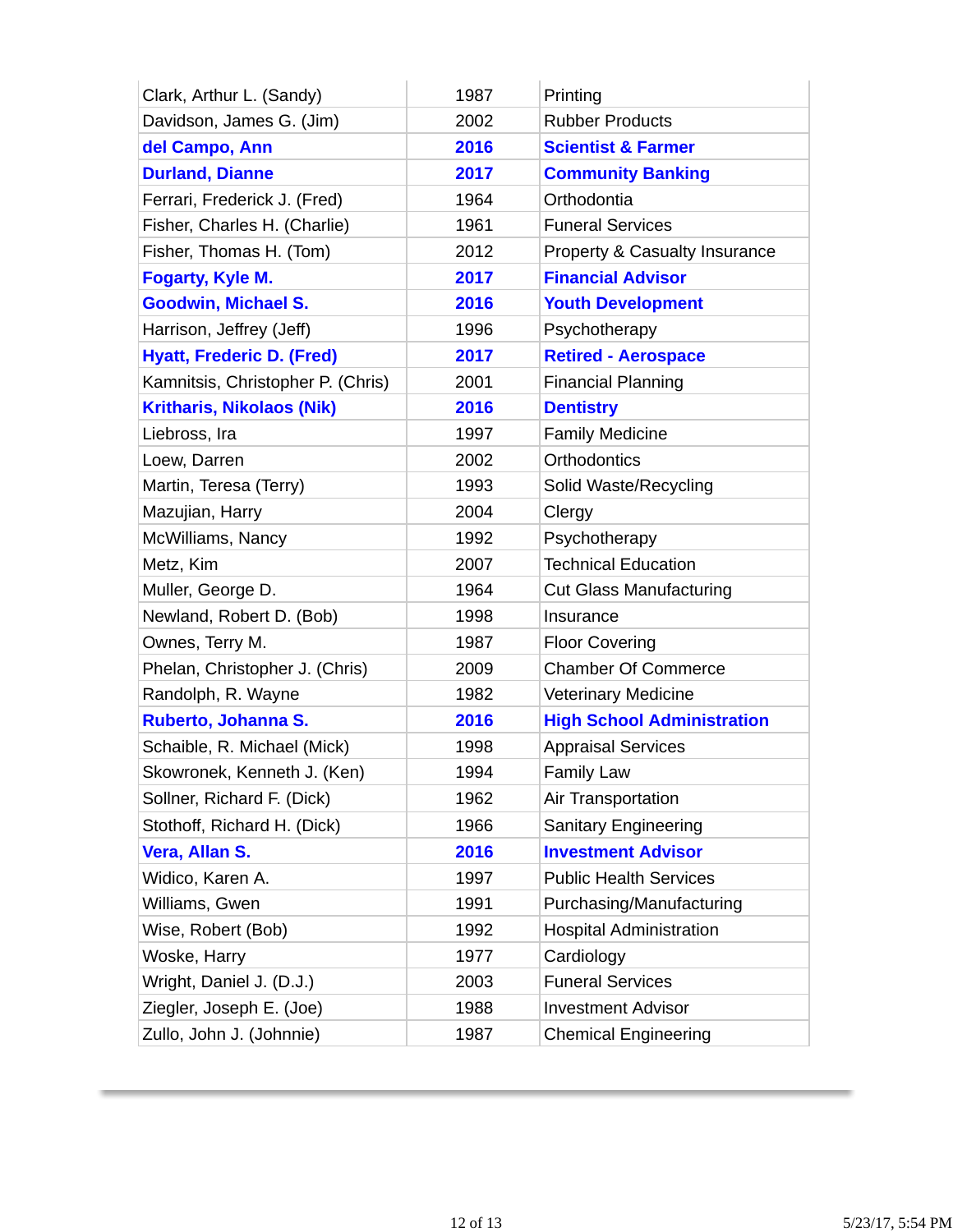| | | |
|---|---|---|
| Clark, Arthur L. (Sandy) | 1987 | Printing |
| Davidson, James G. (Jim) | 2002 | Rubber Products |
| **del Campo, Ann** | **2016** | **Scientist & Farmer** |
| **Durland, Dianne** | **2017** | **Community Banking** |
| Ferrari, Frederick J. (Fred) | 1964 | Orthodontia |
| Fisher, Charles H. (Charlie) | 1961 | Funeral Services |
| Fisher, Thomas H. (Tom) | 2012 | Property & Casualty Insurance |
| **Fogarty, Kyle M.** | **2017** | **Financial Advisor** |
| **Goodwin, Michael S.** | **2016** | **Youth Development** |
| Harrison, Jeffrey (Jeff) | 1996 | Psychotherapy |
| **Hyatt, Frederic D. (Fred)** | **2017** | **Retired - Aerospace** |
| Kamnitsis, Christopher P. (Chris) | 2001 | Financial Planning |
| **Kritharis, Nikolaos (Nik)** | **2016** | **Dentistry** |
| Liebross, Ira | 1997 | Family Medicine |
| Loew, Darren | 2002 | Orthodontics |
| Martin, Teresa (Terry) | 1993 | Solid Waste/Recycling |
| Mazujian, Harry | 2004 | Clergy |
| McWilliams, Nancy | 1992 | Psychotherapy |
| Metz, Kim | 2007 | Technical Education |
| Muller, George D. | 1964 | Cut Glass Manufacturing |
| Newland, Robert D. (Bob) | 1998 | Insurance |
| Ownes, Terry M. | 1987 | Floor Covering |
| Phelan, Christopher J. (Chris) | 2009 | Chamber Of Commerce |
| Randolph, R. Wayne | 1982 | Veterinary Medicine |
| **Ruberto, Johanna S.** | **2016** | **High School Administration** |
| Schaible, R. Michael (Mick) | 1998 | Appraisal Services |
| Skowronek, Kenneth J. (Ken) | 1994 | Family Law |
| Sollner, Richard F. (Dick) | 1962 | Air Transportation |
| Stothoff, Richard H. (Dick) | 1966 | Sanitary Engineering |
| **Vera, Allan S.** | **2016** | **Investment Advisor** |
| Widico, Karen A. | 1997 | Public Health Services |
| Williams, Gwen | 1991 | Purchasing/Manufacturing |
| Wise, Robert (Bob) | 1992 | Hospital Administration |
| Woske, Harry | 1977 | Cardiology |
| Wright, Daniel J. (D.J.) | 2003 | Funeral Services |
| Ziegler, Joseph E. (Joe) | 1988 | Investment Advisor |
| Zullo, John J. (Johnnie) | 1987 | Chemical Engineering |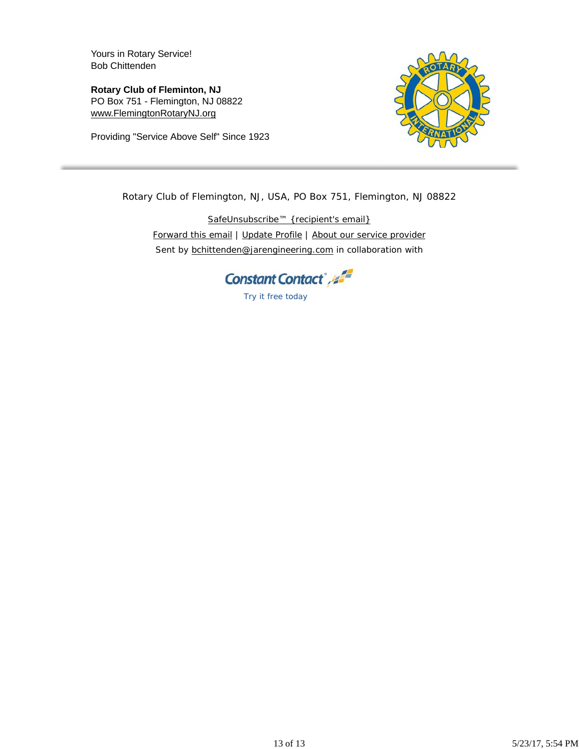Yours in Rotary Service!
Bob Chittenden

**Rotary Club of Fleminton, NJ**
PO Box 751 - Flemington, NJ 08822
www.FlemingtonRotaryNJ.org

Providing "Service Above Self" Since 1923

---

Rotary Club of Flemington, NJ, USA, PO Box 751, Flemington, NJ 08822

SafeUnsubscribe™ {recipient's email}

Forward this email | Update Profile | About our service provider

Sent by bchittenden@jarengineering.com in collaboration with

Constant Contact

Try it free today